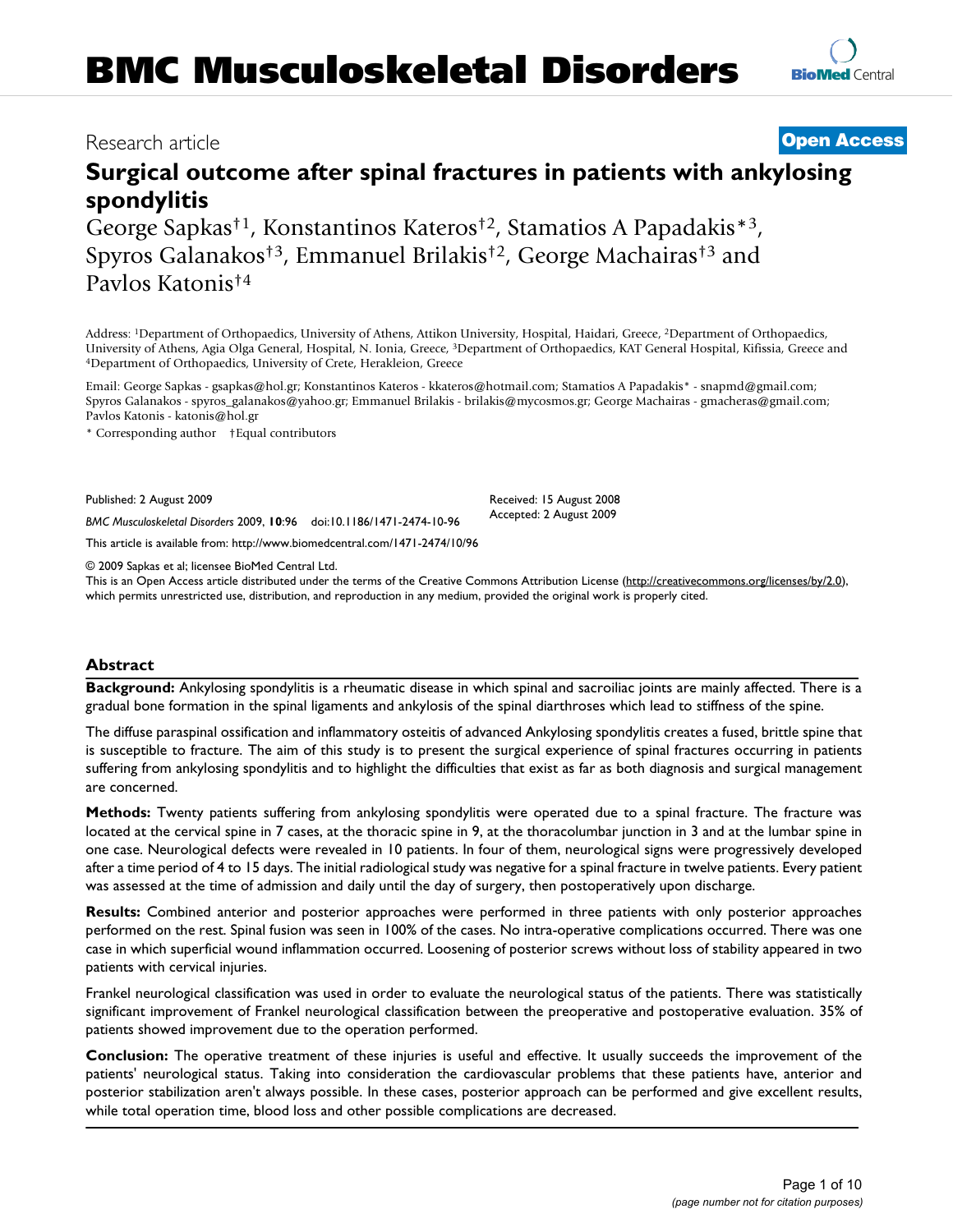# BMC Musculoskeletal Disorders

Research article

**Open Access**

## Surgical outcome after spinal fractures in patients with ankylosing spondylitis

George Sapkas†[1], Konstantinos Kateros†[2], Stamatios A Papadakis*[3], Spyros Galanakos†[3], Emmanuel Brilakis†[2], George Machairas†[3] and Pavlos Katonis†[4]

Address: [1]Department of Orthopaedics, University of Athens, Attikon University, Hospital, Haidari, Greece, [2]Department of Orthopaedics, University of Athens, Agia Olga General, Hospital, N. Ionia, Greece, [3]Department of Orthopaedics, KAT General Hospital, Kifissia, Greece and [4]Department of Orthopaedics, University of Crete, Herakleion, Greece

Email: George Sapkas - gsapkas@hol.gr; Konstantinos Kateros - kkateros@hotmail.com; Stamatios A Papadakis* - snapmd@gmail.com; Spyros Galanakos - spyros_galanakos@yahoo.gr; Emmanuel Brilakis - brilakis@mycosmos.gr; George Machairas - gmacheras@gmail.com; Pavlos Katonis - katonis@hol.gr

* Corresponding author †Equal contributors

Published: 2 August 2009

*BMC Musculoskeletal Disorders* 2009, **10**:96 doi:10.1186/1471-2474-10-96

Received: 15 August 2008
Accepted: 2 August 2009

This article is available from: http://www.biomedcentral.com/1471-2474/10/96

© 2009 Sapkas et al; licensee BioMed Central Ltd.

This is an Open Access article distributed under the terms of the Creative Commons Attribution License (http://creativecommons.org/licenses/by/2.0), which permits unrestricted use, distribution, and reproduction in any medium, provided the original work is properly cited.

### Abstract

**Background:** Ankylosing spondylitis is a rheumatic disease in which spinal and sacroiliac joints are mainly affected. There is a gradual bone formation in the spinal ligaments and ankylosis of the spinal diarthroses which lead to stiffness of the spine.

The diffuse paraspinal ossification and inflammatory osteitis of advanced Ankylosing spondylitis creates a fused, brittle spine that is susceptible to fracture. The aim of this study is to present the surgical experience of spinal fractures occurring in patients suffering from ankylosing spondylitis and to highlight the difficulties that exist as far as both diagnosis and surgical management are concerned.

**Methods:** Twenty patients suffering from ankylosing spondylitis were operated due to a spinal fracture. The fracture was located at the cervical spine in 7 cases, at the thoracic spine in 9, at the thoracolumbar junction in 3 and at the lumbar spine in one case. Neurological defects were revealed in 10 patients. In four of them, neurological signs were progressively developed after a time period of 4 to 15 days. The initial radiological study was negative for a spinal fracture in twelve patients. Every patient was assessed at the time of admission and daily until the day of surgery, then postoperatively upon discharge.

**Results:** Combined anterior and posterior approaches were performed in three patients with only posterior approaches performed on the rest. Spinal fusion was seen in 100% of the cases. No intra-operative complications occurred. There was one case in which superficial wound inflammation occurred. Loosening of posterior screws without loss of stability appeared in two patients with cervical injuries.

Frankel neurological classification was used in order to evaluate the neurological status of the patients. There was statistically significant improvement of Frankel neurological classification between the preoperative and postoperative evaluation. 35% of patients showed improvement due to the operation performed.

**Conclusion:** The operative treatment of these injuries is useful and effective. It usually succeeds the improvement of the patients' neurological status. Taking into consideration the cardiovascular problems that these patients have, anterior and posterior stabilization aren't always possible. In these cases, posterior approach can be performed and give excellent results, while total operation time, blood loss and other possible complications are decreased.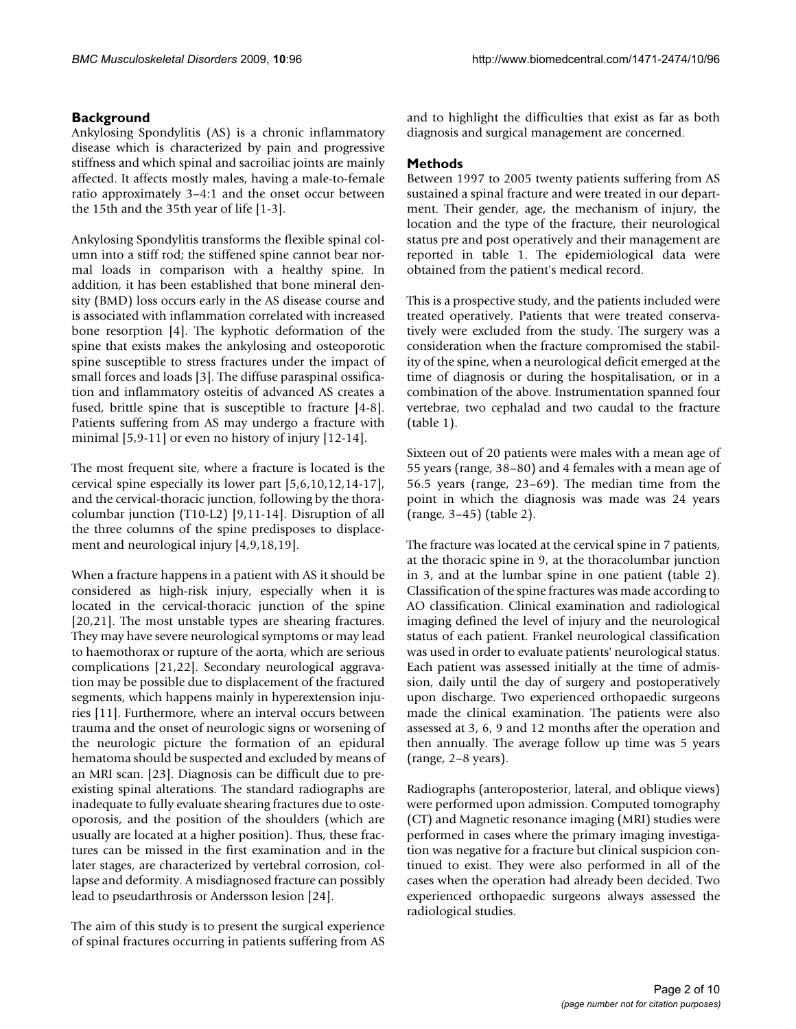## Background

Ankylosing Spondylitis (AS) is a chronic inflammatory disease which is characterized by pain and progressive stiffness and which spinal and sacroiliac joints are mainly affected. It affects mostly males, having a male-to-female ratio approximately 3–4:1 and the onset occur between the 15th and the 35th year of life [1-3].

Ankylosing Spondylitis transforms the flexible spinal column into a stiff rod; the stiffened spine cannot bear normal loads in comparison with a healthy spine. In addition, it has been established that bone mineral density (BMD) loss occurs early in the AS disease course and is associated with inflammation correlated with increased bone resorption [4]. The kyphotic deformation of the spine that exists makes the ankylosing and osteoporotic spine susceptible to stress fractures under the impact of small forces and loads [3]. The diffuse paraspinal ossification and inflammatory osteitis of advanced AS creates a fused, brittle spine that is susceptible to fracture [4-8]. Patients suffering from AS may undergo a fracture with minimal [5,9-11] or even no history of injury [12-14].

The most frequent site, where a fracture is located is the cervical spine especially its lower part [5,6,10,12,14-17], and the cervical-thoracic junction, following by the thoracolumbar junction (T10-L2) [9,11-14]. Disruption of all the three columns of the spine predisposes to displacement and neurological injury [4,9,18,19].

When a fracture happens in a patient with AS it should be considered as high-risk injury, especially when it is located in the cervical-thoracic junction of the spine [20,21]. The most unstable types are shearing fractures. They may have severe neurological symptoms or may lead to haemothorax or rupture of the aorta, which are serious complications [21,22]. Secondary neurological aggravation may be possible due to displacement of the fractured segments, which happens mainly in hyperextension injuries [11]. Furthermore, where an interval occurs between trauma and the onset of neurologic signs or worsening of the neurologic picture the formation of an epidural hematoma should be suspected and excluded by means of an MRI scan. [23]. Diagnosis can be difficult due to preexisting spinal alterations. The standard radiographs are inadequate to fully evaluate shearing fractures due to osteoporosis, and the position of the shoulders (which are usually are located at a higher position). Thus, these fractures can be missed in the first examination and in the later stages, are characterized by vertebral corrosion, collapse and deformity. A misdiagnosed fracture can possibly lead to pseudarthrosis or Andersson lesion [24].

The aim of this study is to present the surgical experience of spinal fractures occurring in patients suffering from AS and to highlight the difficulties that exist as far as both diagnosis and surgical management are concerned.

## Methods

Between 1997 to 2005 twenty patients suffering from AS sustained a spinal fracture and were treated in our department. Their gender, age, the mechanism of injury, the location and the type of the fracture, their neurological status pre and post operatively and their management are reported in table 1. The epidemiological data were obtained from the patient's medical record.

This is a prospective study, and the patients included were treated operatively. Patients that were treated conservatively were excluded from the study. The surgery was a consideration when the fracture compromised the stability of the spine, when a neurological deficit emerged at the time of diagnosis or during the hospitalisation, or in a combination of the above. Instrumentation spanned four vertebrae, two cephalad and two caudal to the fracture (table 1).

Sixteen out of 20 patients were males with a mean age of 55 years (range, 38–80) and 4 females with a mean age of 56.5 years (range, 23–69). The median time from the point in which the diagnosis was made was 24 years (range, 3–45) (table 2).

The fracture was located at the cervical spine in 7 patients, at the thoracic spine in 9, at the thoracolumbar junction in 3, and at the lumbar spine in one patient (table 2). Classification of the spine fractures was made according to AO classification. Clinical examination and radiological imaging defined the level of injury and the neurological status of each patient. Frankel neurological classification was used in order to evaluate patients' neurological status. Each patient was assessed initially at the time of admission, daily until the day of surgery and postoperatively upon discharge. Two experienced orthopaedic surgeons made the clinical examination. The patients were also assessed at 3, 6, 9 and 12 months after the operation and then annually. The average follow up time was 5 years (range, 2–8 years).

Radiographs (anteroposterior, lateral, and oblique views) were performed upon admission. Computed tomography (CT) and Magnetic resonance imaging (MRI) studies were performed in cases where the primary imaging investigation was negative for a fracture but clinical suspicion continued to exist. They were also performed in all of the cases when the operation had already been decided. Two experienced orthopaedic surgeons always assessed the radiological studies.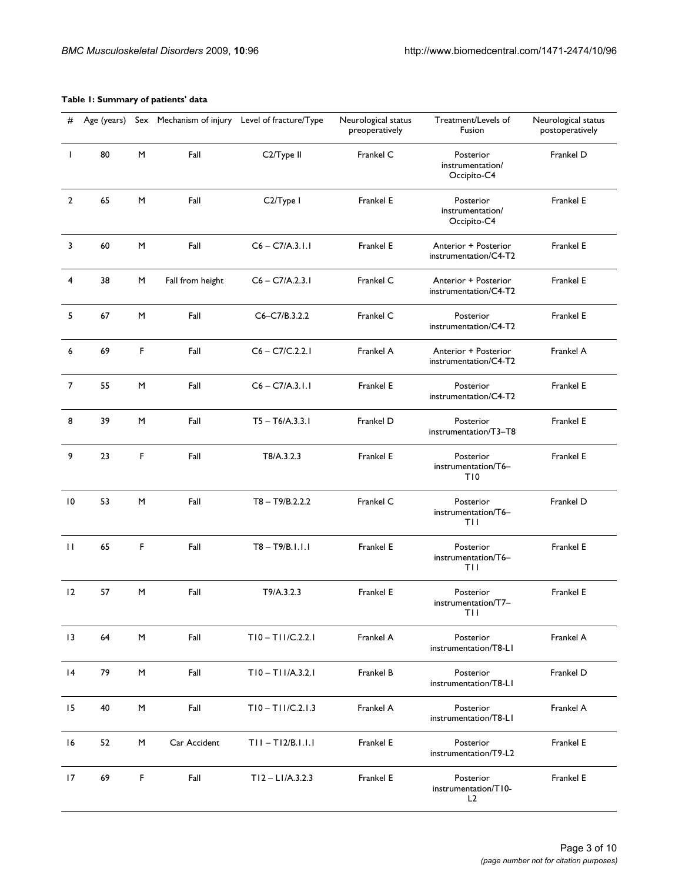**Table 1: Summary of patients' data**

| # | Age (years) | Sex | Mechanism of injury | Level of fracture/Type | Neurological status preoperatively | Treatment/Levels of Fusion | Neurological status postoperatively |
|---|---|---|---|---|---|---|---|
| 1 | 80 | M | Fall | C2/Type II | Frankel C | Posterior instrumentation/ Occipito-C4 | Frankel D |
| 2 | 65 | M | Fall | C2/Type I | Frankel E | Posterior instrumentation/ Occipito-C4 | Frankel E |
| 3 | 60 | M | Fall | C6 – C7/A.3.1.1 | Frankel E | Anterior + Posterior instrumentation/C4-T2 | Frankel E |
| 4 | 38 | M | Fall from height | C6 – C7/A.2.3.1 | Frankel C | Anterior + Posterior instrumentation/C4-T2 | Frankel E |
| 5 | 67 | M | Fall | C6–C7/B.3.2.2 | Frankel C | Posterior instrumentation/C4-T2 | Frankel E |
| 6 | 69 | F | Fall | C6 – C7/C.2.2.1 | Frankel A | Anterior + Posterior instrumentation/C4-T2 | Frankel A |
| 7 | 55 | M | Fall | C6 – C7/A.3.1.1 | Frankel E | Posterior instrumentation/C4-T2 | Frankel E |
| 8 | 39 | M | Fall | T5 – T6/A.3.3.1 | Frankel D | Posterior instrumentation/T3–T8 | Frankel E |
| 9 | 23 | F | Fall | T8/A.3.2.3 | Frankel E | Posterior instrumentation/T6–T10 | Frankel E |
| 10 | 53 | M | Fall | T8 – T9/B.2.2.2 | Frankel C | Posterior instrumentation/T6–T11 | Frankel D |
| 11 | 65 | F | Fall | T8 – T9/B.1.1.1 | Frankel E | Posterior instrumentation/T6–T11 | Frankel E |
| 12 | 57 | M | Fall | T9/A.3.2.3 | Frankel E | Posterior instrumentation/T7–T11 | Frankel E |
| 13 | 64 | M | Fall | T10 – T11/C.2.2.1 | Frankel A | Posterior instrumentation/T8-L1 | Frankel A |
| 14 | 79 | M | Fall | T10 – T11/A.3.2.1 | Frankel B | Posterior instrumentation/T8-L1 | Frankel D |
| 15 | 40 | M | Fall | T10 – T11/C.2.1.3 | Frankel A | Posterior instrumentation/T8-L1 | Frankel A |
| 16 | 52 | M | Car Accident | T11 – T12/B.1.1.1 | Frankel E | Posterior instrumentation/T9-L2 | Frankel E |
| 17 | 69 | F | Fall | T12 – L1/A.3.2.3 | Frankel E | Posterior instrumentation/T10-L2 | Frankel E |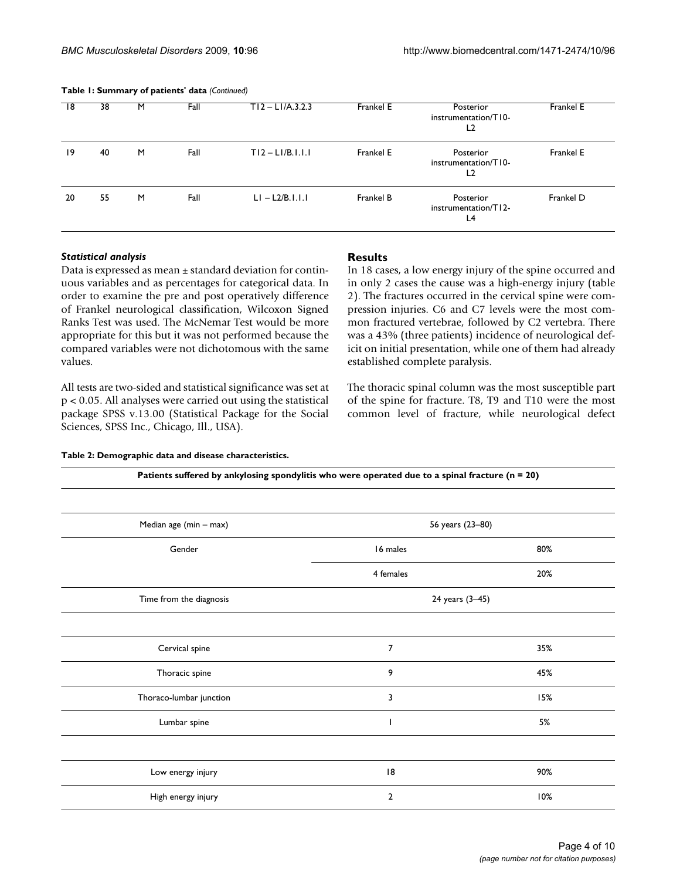**Table 1: Summary of patients' data** *(Continued)*

| | | | | | | | |
|---|---|---|---|---|---|---|---|
| 18 | 38 | M | Fall | T12 – L1/A.3.2.3 | Frankel E | Posterior instrumentation/T10-L2 | Frankel E |
| 19 | 40 | M | Fall | T12 – L1/B.1.1.1 | Frankel E | Posterior instrumentation/T10-L2 | Frankel E |
| 20 | 55 | M | Fall | L1 – L2/B.1.1.1 | Frankel B | Posterior instrumentation/T12-L4 | Frankel D |

### *Statistical analysis*

Data is expressed as mean ± standard deviation for continuous variables and as percentages for categorical data. In order to examine the pre and post operatively difference of Frankel neurological classification, Wilcoxon Signed Ranks Test was used. The McNemar Test would be more appropriate for this but it was not performed because the compared variables were not dichotomous with the same values.

All tests are two-sided and statistical significance was set at $p < 0.05$. All analyses were carried out using the statistical package SPSS v.13.00 (Statistical Package for the Social Sciences, SPSS Inc., Chicago, Ill., USA).

## Results

In 18 cases, a low energy injury of the spine occurred and in only 2 cases the cause was a high-energy injury (table 2). The fractures occurred in the cervical spine were compression injuries. C6 and C7 levels were the most common fractured vertebrae, followed by C2 vertebra. There was a 43% (three patients) incidence of neurological deficit on initial presentation, while one of them had already established complete paralysis.

The thoracic spinal column was the most susceptible part of the spine for fracture. T8, T9 and T10 were the most common level of fracture, while neurological defect

**Table 2: Demographic data and disease characteristics.**

| Patients suffered by ankylosing spondylitis who were operated due to a spinal fracture (n = 20) | | |
|---|---|---|
| | | |
| Median age (min – max) | 56 years (23–80) | |
| Gender | 16 males | 80% |
| | 4 females | 20% |
| Time from the diagnosis | 24 years (3–45) | |
| | | |
| Cervical spine | 7 | 35% |
| Thoracic spine | 9 | 45% |
| Thoraco-lumbar junction | 3 | 15% |
| Lumbar spine | 1 | 5% |
| | | |
| Low energy injury | 18 | 90% |
| High energy injury | 2 | 10% |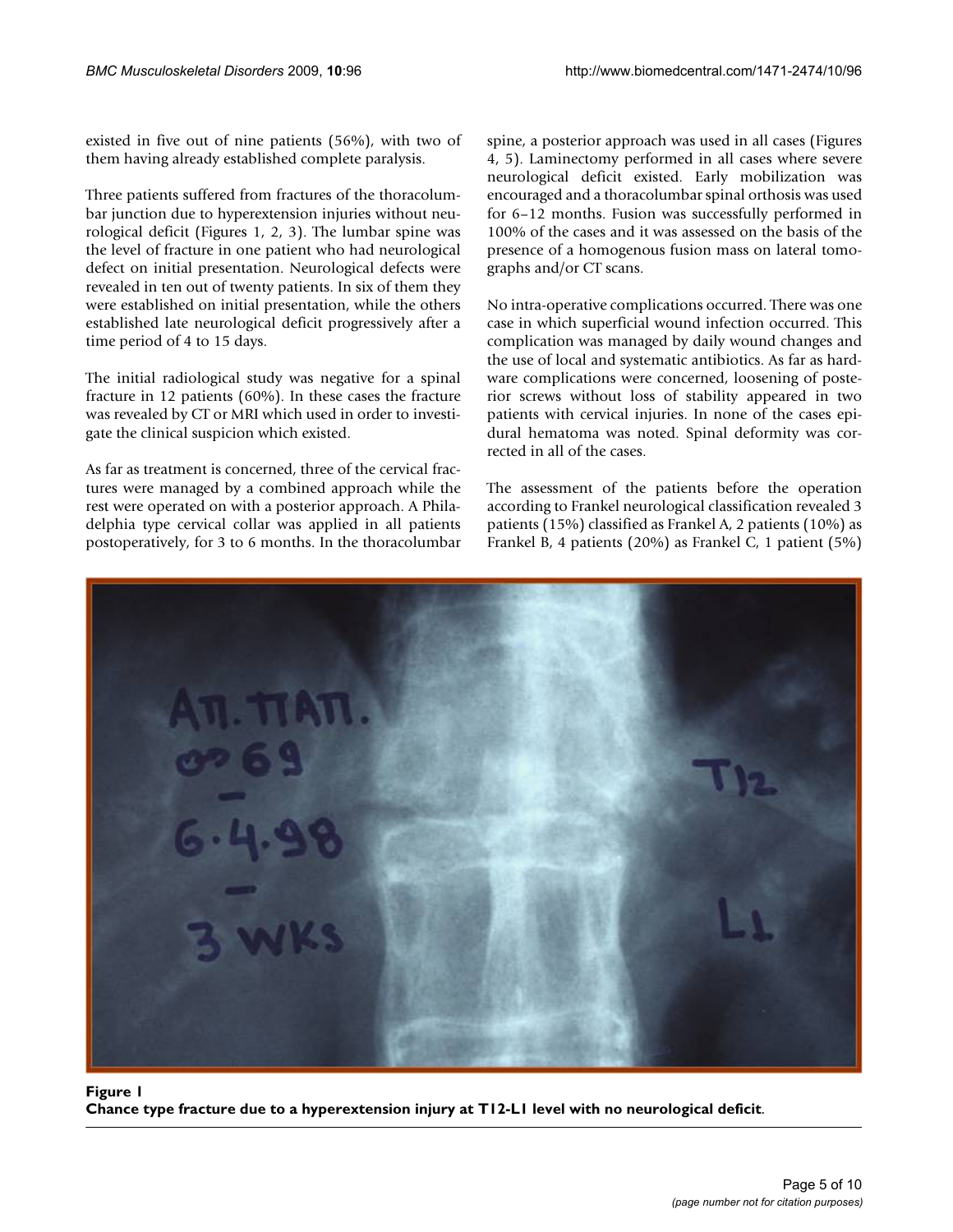existed in five out of nine patients (56%), with two of them having already established complete paralysis.

Three patients suffered from fractures of the thoracolumbar junction due to hyperextension injuries without neurological deficit (Figures 1, 2, 3). The lumbar spine was the level of fracture in one patient who had neurological defect on initial presentation. Neurological defects were revealed in ten out of twenty patients. In six of them they were established on initial presentation, while the others established late neurological deficit progressively after a time period of 4 to 15 days.

The initial radiological study was negative for a spinal fracture in 12 patients (60%). In these cases the fracture was revealed by CT or MRI which used in order to investigate the clinical suspicion which existed.

As far as treatment is concerned, three of the cervical fractures were managed by a combined approach while the rest were operated on with a posterior approach. A Philadelphia type cervical collar was applied in all patients postoperatively, for 3 to 6 months. In the thoracolumbar spine, a posterior approach was used in all cases (Figures 4, 5). Laminectomy performed in all cases where severe neurological deficit existed. Early mobilization was encouraged and a thoracolumbar spinal orthosis was used for 6–12 months. Fusion was successfully performed in 100% of the cases and it was assessed on the basis of the presence of a homogenous fusion mass on lateral tomographs and/or CT scans.

No intra-operative complications occurred. There was one case in which superficial wound infection occurred. This complication was managed by daily wound changes and the use of local and systematic antibiotics. As far as hardware complications were concerned, loosening of posterior screws without loss of stability appeared in two patients with cervical injuries. In none of the cases epidural hematoma was noted. Spinal deformity was corrected in all of the cases.

The assessment of the patients before the operation according to Frankel neurological classification revealed 3 patients (15%) classified as Frankel A, 2 patients (10%) as Frankel B, 4 patients (20%) as Frankel C, 1 patient (5%)

**Figure 1**
**Chance type fracture due to a hyperextension injury at T12-L1 level with no neurological deficit.**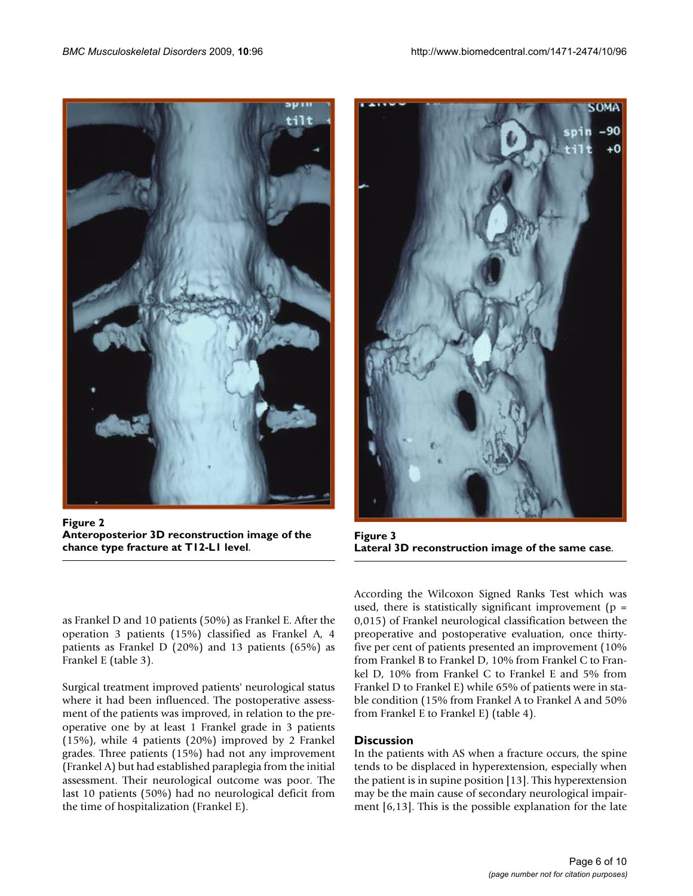**Figure 2**
**Anteroposterior 3D reconstruction image of the chance type fracture at T12-L1 level**.

**Figure 3**
**Lateral 3D reconstruction image of the same case**.

as Frankel D and 10 patients (50%) as Frankel E. After the operation 3 patients (15%) classified as Frankel A, 4 patients as Frankel D (20%) and 13 patients (65%) as Frankel E (table 3).

Surgical treatment improved patients' neurological status where it had been influenced. The postoperative assessment of the patients was improved, in relation to the preoperative one by at least 1 Frankel grade in 3 patients (15%), while 4 patients (20%) improved by 2 Frankel grades. Three patients (15%) had not any improvement (Frankel A) but had established paraplegia from the initial assessment. Their neurological outcome was poor. The last 10 patients (50%) had no neurological deficit from the time of hospitalization (Frankel E).

According the Wilcoxon Signed Ranks Test which was used, there is statistically significant improvement ($p = 0{,}015$) of Frankel neurological classification between the preoperative and postoperative evaluation, once thirty-five per cent of patients presented an improvement (10% from Frankel B to Frankel D, 10% from Frankel C to Frankel D, 10% from Frankel C to Frankel E and 5% from Frankel D to Frankel E) while 65% of patients were in stable condition (15% from Frankel A to Frankel A and 50% from Frankel E to Frankel E) (table 4).

## Discussion

In the patients with AS when a fracture occurs, the spine tends to be displaced in hyperextension, especially when the patient is in supine position [13]. This hyperextension may be the main cause of secondary neurological impairment [6,13]. This is the possible explanation for the late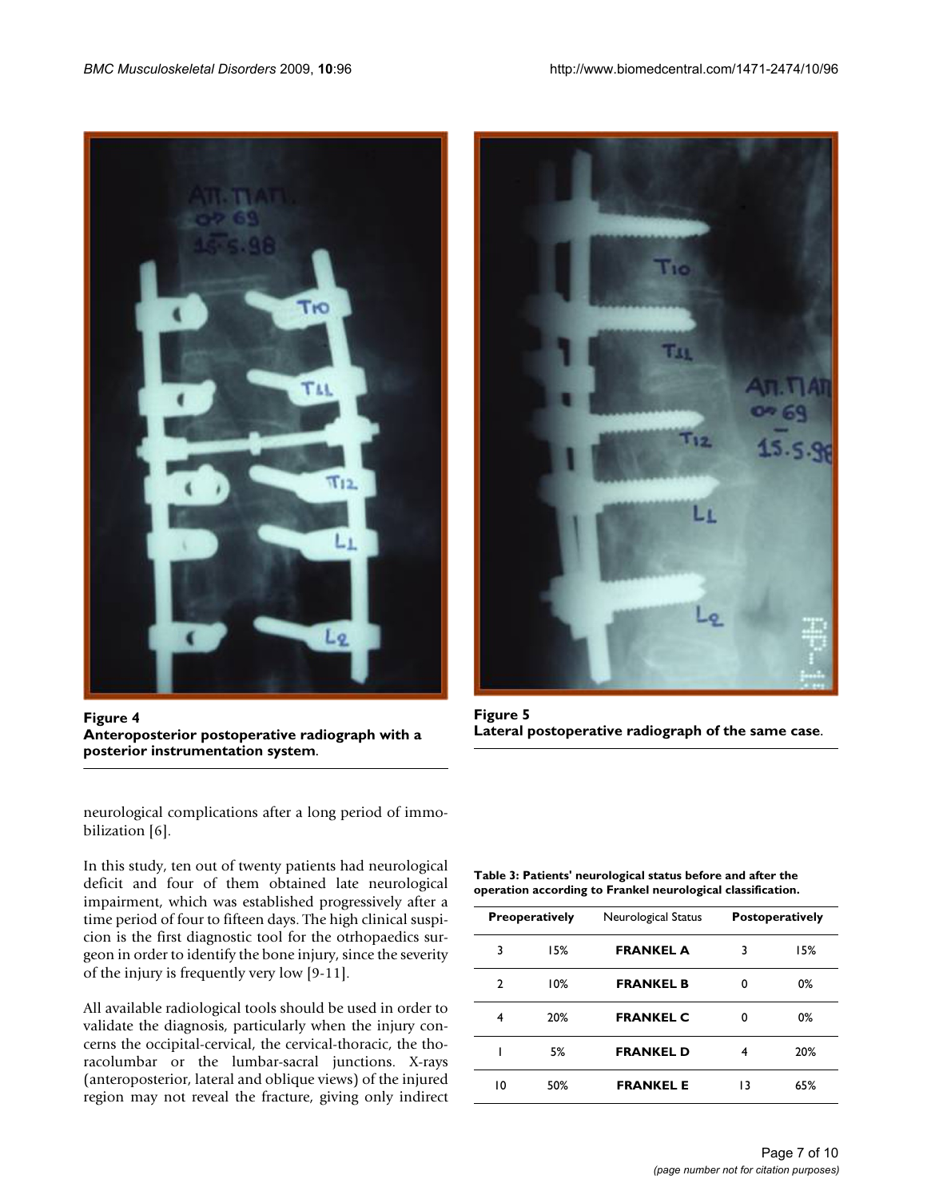**Figure 4**
**Anteroposterior postoperative radiograph with a posterior instrumentation system**.

**Figure 5**
**Lateral postoperative radiograph of the same case**.

neurological complications after a long period of immobilization [6].

In this study, ten out of twenty patients had neurological deficit and four of them obtained late neurological impairment, which was established progressively after a time period of four to fifteen days. The high clinical suspicion is the first diagnostic tool for the otrhopaedics surgeon in order to identify the bone injury, since the severity of the injury is frequently very low [9-11].

All available radiological tools should be used in order to validate the diagnosis, particularly when the injury concerns the occipital-cervical, the cervical-thoracic, the thoracolumbar or the lumbar-sacral junctions. X-rays (anteroposterior, lateral and oblique views) of the injured region may not reveal the fracture, giving only indirect

**Table 3: Patients' neurological status before and after the operation according to Frankel neurological classification.**

| Preoperatively | | Neurological Status | Postoperatively | |
|---|---|---|---|---|
| 3 | 15% | **FRANKEL A** | 3 | 15% |
| 2 | 10% | **FRANKEL B** | 0 | 0% |
| 4 | 20% | **FRANKEL C** | 0 | 0% |
| 1 | 5% | **FRANKEL D** | 4 | 20% |
| 10 | 50% | **FRANKEL E** | 13 | 65% |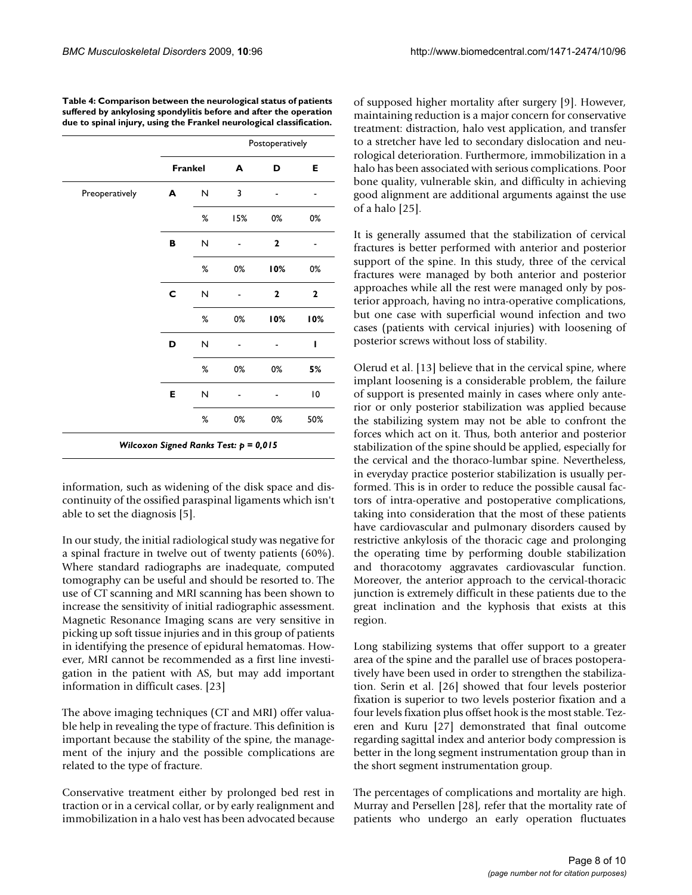**Table 4: Comparison between the neurological status of patients suffered by ankylosing spondylitis before and after the operation due to spinal injury, using the Frankel neurological classification.**

| | | | Postoperatively | | |
|---|---|---|---|---|---|
| | Frankel | | A | D | E |
| Preoperatively | A | N | 3 | - | - |
| | | % | 15% | 0% | 0% |
| | B | N | - | 2 | - |
| | | % | 0% | 10% | 0% |
| | C | N | - | 2 | 2 |
| | | % | 0% | 10% | 10% |
| | D | N | - | - | 1 |
| | | % | 0% | 0% | 5% |
| | E | N | - | - | 10 |
| | | % | 0% | 0% | 50% |

*Wilcoxon Signed Ranks Test: p = 0,015*

information, such as widening of the disk space and discontinuity of the ossified paraspinal ligaments which isn't able to set the diagnosis [5].

In our study, the initial radiological study was negative for a spinal fracture in twelve out of twenty patients (60%). Where standard radiographs are inadequate, computed tomography can be useful and should be resorted to. The use of CT scanning and MRI scanning has been shown to increase the sensitivity of initial radiographic assessment. Magnetic Resonance Imaging scans are very sensitive in picking up soft tissue injuries and in this group of patients in identifying the presence of epidural hematomas. However, MRI cannot be recommended as a first line investigation in the patient with AS, but may add important information in difficult cases. [23]

The above imaging techniques (CT and MRI) offer valuable help in revealing the type of fracture. This definition is important because the stability of the spine, the management of the injury and the possible complications are related to the type of fracture.

Conservative treatment either by prolonged bed rest in traction or in a cervical collar, or by early realignment and immobilization in a halo vest has been advocated because of supposed higher mortality after surgery [9]. However, maintaining reduction is a major concern for conservative treatment: distraction, halo vest application, and transfer to a stretcher have led to secondary dislocation and neurological deterioration. Furthermore, immobilization in a halo has been associated with serious complications. Poor bone quality, vulnerable skin, and difficulty in achieving good alignment are additional arguments against the use of a halo [25].

It is generally assumed that the stabilization of cervical fractures is better performed with anterior and posterior support of the spine. In this study, three of the cervical fractures were managed by both anterior and posterior approaches while all the rest were managed only by posterior approach, having no intra-operative complications, but one case with superficial wound infection and two cases (patients with cervical injuries) with loosening of posterior screws without loss of stability.

Olerud et al. [13] believe that in the cervical spine, where implant loosening is a considerable problem, the failure of support is presented mainly in cases where only anterior or only posterior stabilization was applied because the stabilizing system may not be able to confront the forces which act on it. Thus, both anterior and posterior stabilization of the spine should be applied, especially for the cervical and the thoraco-lumbar spine. Nevertheless, in everyday practice posterior stabilization is usually performed. This is in order to reduce the possible causal factors of intra-operative and postoperative complications, taking into consideration that the most of these patients have cardiovascular and pulmonary disorders caused by restrictive ankylosis of the thoracic cage and prolonging the operating time by performing double stabilization and thoracotomy aggravates cardiovascular function. Moreover, the anterior approach to the cervical-thoracic junction is extremely difficult in these patients due to the great inclination and the kyphosis that exists at this region.

Long stabilizing systems that offer support to a greater area of the spine and the parallel use of braces postoperatively have been used in order to strengthen the stabilization. Serin et al. [26] showed that four levels posterior fixation is superior to two levels posterior fixation and a four levels fixation plus offset hook is the most stable. Tezeren and Kuru [27] demonstrated that final outcome regarding sagittal index and anterior body compression is better in the long segment instrumentation group than in the short segment instrumentation group.

The percentages of complications and mortality are high. Murray and Persellen [28], refer that the mortality rate of patients who undergo an early operation fluctuates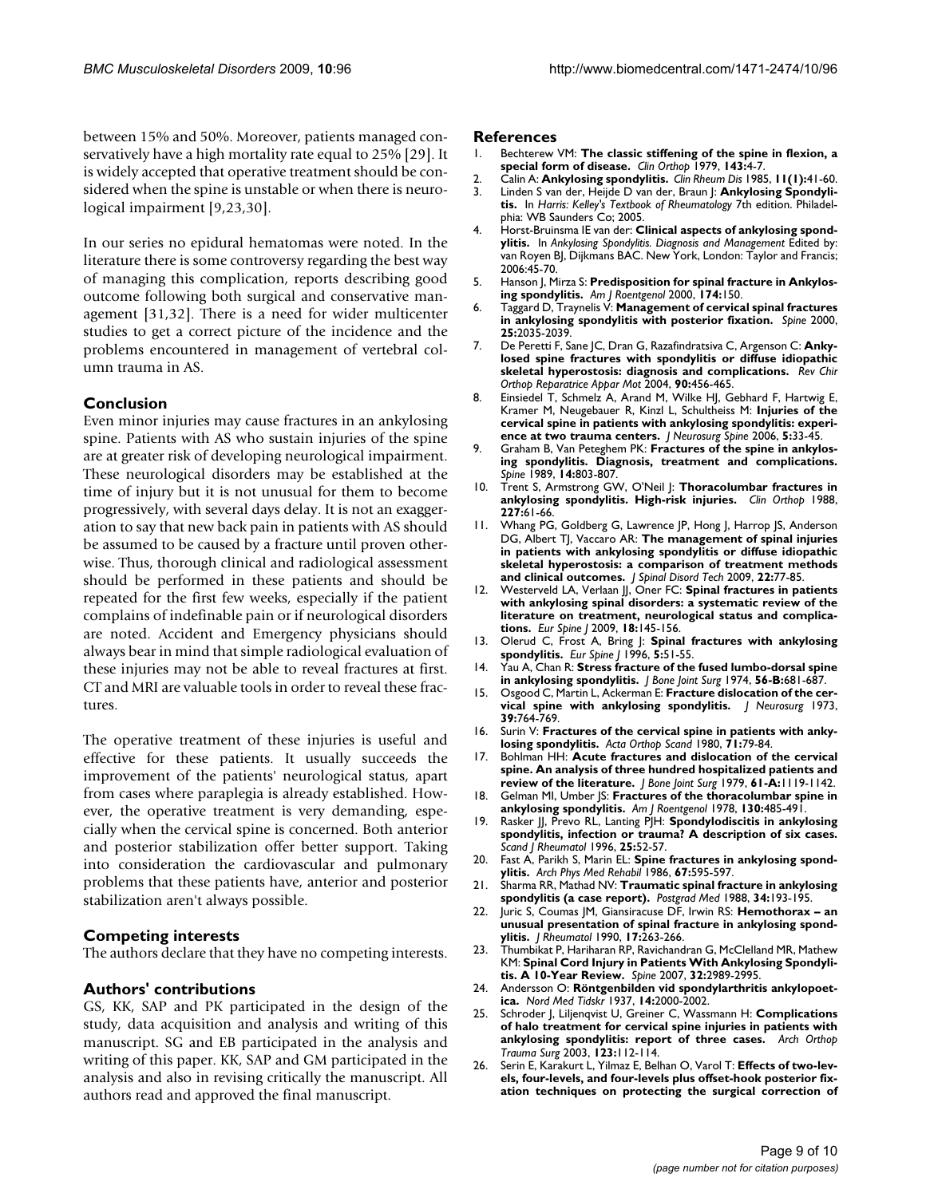between 15% and 50%. Moreover, patients managed conservatively have a high mortality rate equal to 25% [29]. It is widely accepted that operative treatment should be considered when the spine is unstable or when there is neurological impairment [9,23,30].

In our series no epidural hematomas were noted. In the literature there is some controversy regarding the best way of managing this complication, reports describing good outcome following both surgical and conservative management [31,32]. There is a need for wider multicenter studies to get a correct picture of the incidence and the problems encountered in management of vertebral column trauma in AS.

## Conclusion

Even minor injuries may cause fractures in an ankylosing spine. Patients with AS who sustain injuries of the spine are at greater risk of developing neurological impairment. These neurological disorders may be established at the time of injury but it is not unusual for them to become progressively, with several days delay. It is not an exaggeration to say that new back pain in patients with AS should be assumed to be caused by a fracture until proven otherwise. Thus, thorough clinical and radiological assessment should be performed in these patients and should be repeated for the first few weeks, especially if the patient complains of indefinable pain or if neurological disorders are noted. Accident and Emergency physicians should always bear in mind that simple radiological evaluation of these injuries may not be able to reveal fractures at first. CT and MRI are valuable tools in order to reveal these fractures.

The operative treatment of these injuries is useful and effective for these patients. It usually succeeds the improvement of the patients' neurological status, apart from cases where paraplegia is already established. However, the operative treatment is very demanding, especially when the cervical spine is concerned. Both anterior and posterior stabilization offer better support. Taking into consideration the cardiovascular and pulmonary problems that these patients have, anterior and posterior stabilization aren't always possible.

## Competing interests

The authors declare that they have no competing interests.

## Authors' contributions

GS, KK, SAP and PK participated in the design of the study, data acquisition and analysis and writing of this manuscript. SG and EB participated in the analysis and writing of this paper. KK, SAP and GM participated in the analysis and also in revising critically the manuscript. All authors read and approved the final manuscript.

## References

1. Bechterew VM: **The classic stiffening of the spine in flexion, a special form of disease.** *Clin Orthop* 1979, **143:**4-7.
2. Calin A: **Ankylosing spondylitis.** *Clin Rheum Dis* 1985, **11(1):**41-60.
3. Linden S van der, Heijde D van der, Braun J: **Ankylosing Spondylitis.** In *Harris: Kelley's Textbook of Rheumatology* 7th edition. Philadelphia: WB Saunders Co; 2005.
4. Horst-Bruinsma IE van der: **Clinical aspects of ankylosing spondylitis.** In *Ankylosing Spondylitis. Diagnosis and Management* Edited by: van Royen BJ, Dijkmans BAC. New York, London: Taylor and Francis; 2006:45-70.
5. Hanson J, Mirza S: **Predisposition for spinal fracture in Ankylosing spondylitis.** *Am J Roentgenol* 2000, **174:**150.
6. Taggard D, Traynelis V: **Management of cervical spinal fractures in ankylosing spondylitis with posterior fixation.** *Spine* 2000, **25:**2035-2039.
7. De Peretti F, Sane JC, Dran G, Razafindratsiva C, Argenson C: **Ankylosed spine fractures with spondylitis or diffuse idiopathic skeletal hyperostosis: diagnosis and complications.** *Rev Chir Orthop Reparatrice Appar Mot* 2004, **90:**456-465.
8. Einsiedel T, Schmelz A, Arand M, Wilke HJ, Gebhard F, Hartwig E, Kramer M, Neugebauer R, Kinzl L, Schultheiss M: **Injuries of the cervical spine in patients with ankylosing spondylitis: experience at two trauma centers.** *J Neurosurg Spine* 2006, **5:**33-45.
9. Graham B, Van Peteghem PK: **Fractures of the spine in ankylosing spondylitis. Diagnosis, treatment and complications.** *Spine* 1989, **14:**803-807.
10. Trent S, Armstrong GW, O'Neil J: **Thoracolumbar fractures in ankylosing spondylitis. High-risk injuries.** *Clin Orthop* 1988, **227:**61-66.
11. Whang PG, Goldberg G, Lawrence JP, Hong J, Harrop JS, Anderson DG, Albert TJ, Vaccaro AR: **The management of spinal injuries in patients with ankylosing spondylitis or diffuse idiopathic skeletal hyperostosis: a comparison of treatment methods and clinical outcomes.** *J Spinal Disord Tech* 2009, **22:**77-85.
12. Westerveld LA, Verlaan JJ, Oner FC: **Spinal fractures in patients with ankylosing spinal disorders: a systematic review of the literature on treatment, neurological status and complications.** *Eur Spine J* 2009, **18:**145-156.
13. Olerud C, Frost A, Bring J: **Spinal fractures with ankylosing spondylitis.** *Eur Spine J* 1996, **5:**51-55.
14. Yau A, Chan R: **Stress fracture of the fused lumbo-dorsal spine in ankylosing spondylitis.** *J Bone Joint Surg* 1974, **56-B:**681-687.
15. Osgood C, Martin L, Ackerman E: **Fracture dislocation of the cervical spine with ankylosing spondylitis.** *J Neurosurg* 1973, **39:**764-769.
16. Surin V: **Fractures of the cervical spine in patients with ankylosing spondylitis.** *Acta Orthop Scand* 1980, **71:**79-84.
17. Bohlman HH: **Acute fractures and dislocation of the cervical spine. An analysis of three hundred hospitalized patients and review of the literature.** *J Bone Joint Surg* 1979, **61-A:**1119-1142.
18. Gelman MI, Umber JS: **Fractures of the thoracolumbar spine in ankylosing spondylitis.** *Am J Roentgenol* 1978, **130:**485-491.
19. Rasker JJ, Prevo RL, Lanting PJH: **Spondylodiscitis in ankylosing spondylitis, infection or trauma? A description of six cases.** *Scand J Rheumatol* 1996, **25:**52-57.
20. Fast A, Parikh S, Marin EL: **Spine fractures in ankylosing spondylitis.** *Arch Phys Med Rehabil* 1986, **67:**595-597.
21. Sharma RR, Mathad NV: **Traumatic spinal fracture in ankylosing spondylitis (a case report).** *Postgrad Med* 1988, **34:**193-195.
22. Juric S, Coumas JM, Giansiracuse DF, Irwin RS: **Hemothorax – an unusual presentation of spinal fracture in ankylosing spondylitis.** *J Rheumatol* 1990, **17:**263-266.
23. Thumbikat P, Hariharan RP, Ravichandran G, McClelland MR, Mathew KM: **Spinal Cord Injury in Patients With Ankylosing Spondylitis. A 10-Year Review.** *Spine* 2007, **32:**2989-2995.
24. Andersson O: **Röntgenbilden vid spondylarthritis ankylopoetica.** *Nord Med Tidskr* 1937, **14:**2000-2002.
25. Schroder J, Liljenqvist U, Greiner C, Wassmann H: **Complications of halo treatment for cervical spine injuries in patients with ankylosing spondylitis: report of three cases.** *Arch Orthop Trauma Surg* 2003, **123:**112-114.
26. Serin E, Karakurt L, Yilmaz E, Belhan O, Varol T: **Effects of two-levels, four-levels, and four-levels plus offset-hook posterior fixation techniques on protecting the surgical correction of**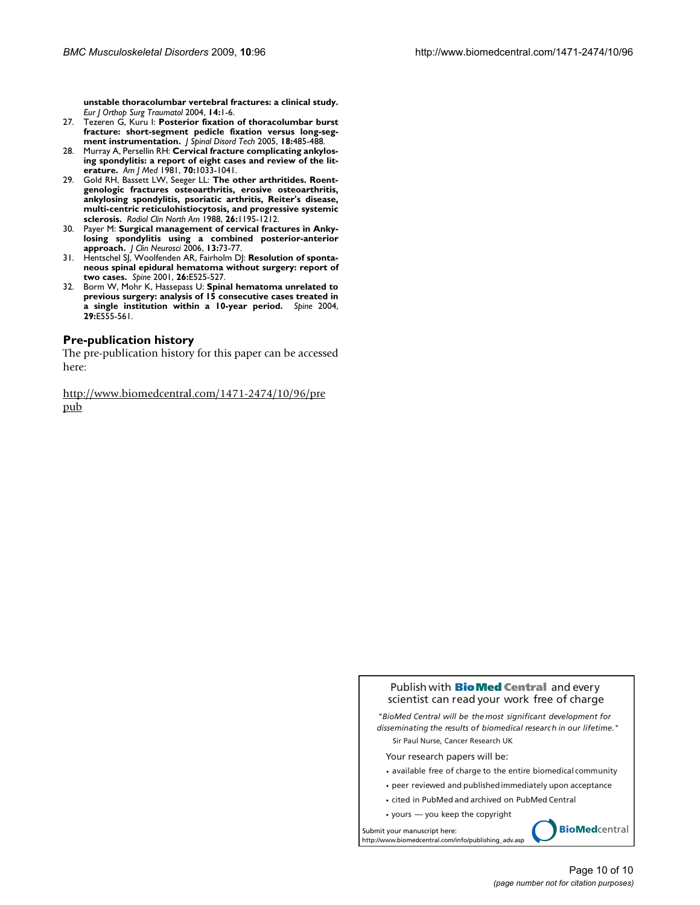**unstable thoracolumbar vertebral fractures: a clinical study.** *Eur J Orthop Surg Traumatol* 2004, **14:**1-6.

27. Tezeren G, Kuru I: **Posterior fixation of thoracolumbar burst fracture: short-segment pedicle fixation versus long-segment instrumentation.** *J Spinal Disord Tech* 2005, **18:**485-488.
28. Murray A, Persellin RH: **Cervical fracture complicating ankylosing spondylitis: a report of eight cases and review of the literature.** *Am J Med* 1981, **70:**1033-1041.
29. Gold RH, Bassett LW, Seeger LL: **The other arthritides. Roentgenologic fractures osteoarthritis, erosive osteoarthritis, ankylosing spondylitis, psoriatic arthritis, Reiter's disease, multi-centric reticulohistiocytosis, and progressive systemic sclerosis.** *Radiol Clin North Am* 1988, **26:**1195-1212.
30. Payer M: **Surgical management of cervical fractures in Ankylosing spondylitis using a combined posterior-anterior approach.** *J Clin Neurosci* 2006, **13:**73-77.
31. Hentschel SJ, Woolfenden AR, Fairholm DJ: **Resolution of spontaneous spinal epidural hematoma without surgery: report of two cases.** *Spine* 2001, **26:**E525-527.
32. Borm W, Mohr K, Hassepass U: **Spinal hematoma unrelated to previous surgery: analysis of 15 consecutive cases treated in a single institution within a 10-year period.** *Spine* 2004, **29:**E555-561.

## Pre-publication history

The pre-publication history for this paper can be accessed here:

http://www.biomedcentral.com/1471-2474/10/96/prepub

Publish with **BioMed Central** and every scientist can read your work free of charge

*"BioMed Central will be the most significant development for disseminating the results of biomedical research in our lifetime."*
Sir Paul Nurse, Cancer Research UK

Your research papers will be:

- available free of charge to the entire biomedical community
- peer reviewed and published immediately upon acceptance
- cited in PubMed and archived on PubMed Central
- yours — you keep the copyright

Submit your manuscript here:
http://www.biomedcentral.com/info/publishing_adv.asp

**BioMed**central